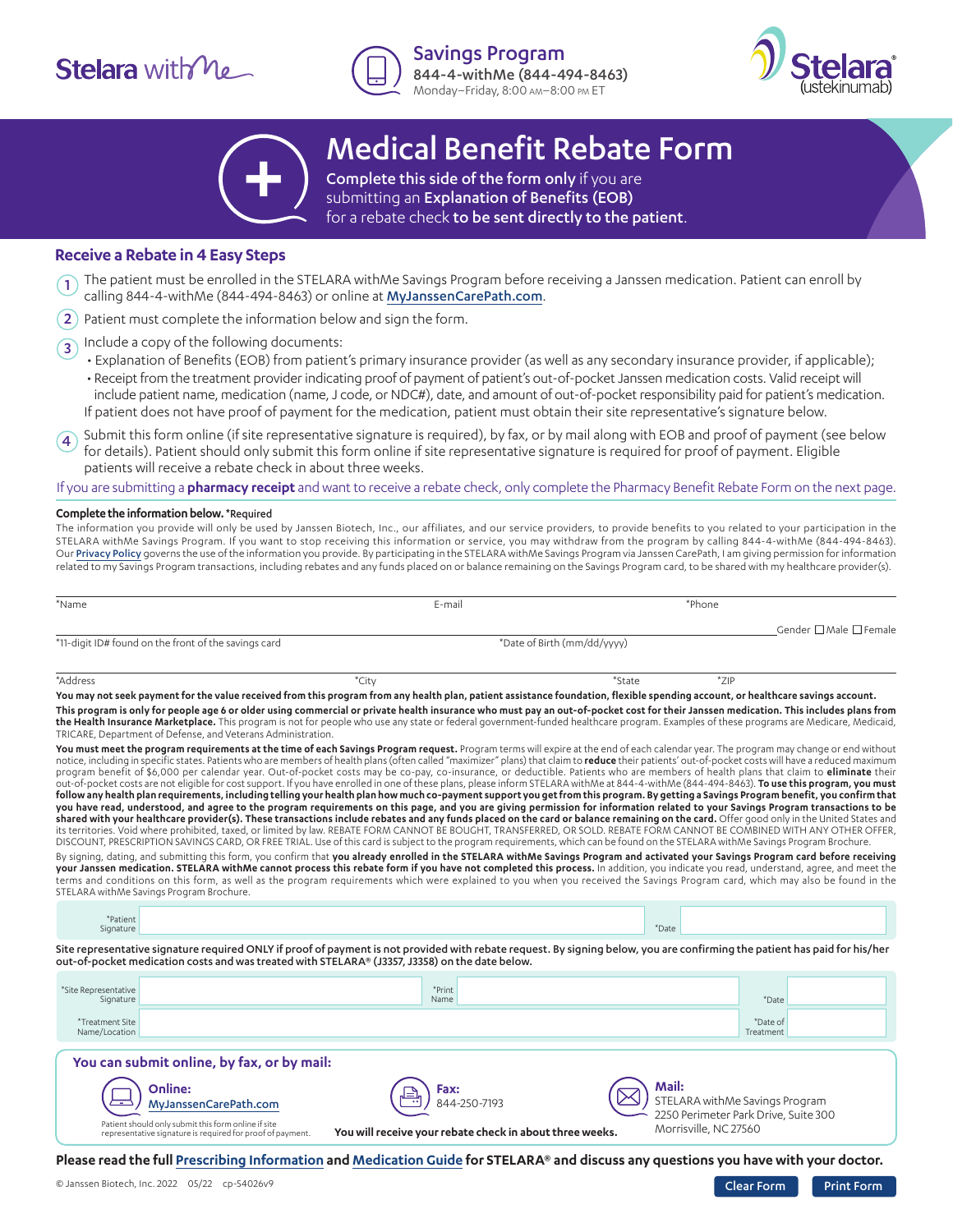Stelara withMe

**Savings Program**
844-4-withMe (844-494-8463)
Monday–Friday, 8:00 AM–8:00 PM ET

Stelara® (ustekinumab)

# Medical Benefit Rebate Form

**Complete this side of the form only** if you are submitting an **Explanation of Benefits (EOB)** for a rebate check **to be sent directly to the patient**.

## Receive a Rebate in 4 Easy Steps

1. The patient must be enrolled in the STELARA withMe Savings Program before receiving a Janssen medication. Patient can enroll by calling 844-4-withMe (844-494-8463) or online at MyJanssenCarePath.com.
2. Patient must complete the information below and sign the form.
3. Include a copy of the following documents:
   - Explanation of Benefits (EOB) from patient's primary insurance provider (as well as any secondary insurance provider, if applicable);
   - Receipt from the treatment provider indicating proof of payment of patient's out-of-pocket Janssen medication costs. Valid receipt will include patient name, medication (name, J code, or NDC#), date, and amount of out-of-pocket responsibility paid for patient's medication.

   If patient does not have proof of payment for the medication, patient must obtain their site representative's signature below.
4. Submit this form online (if site representative signature is required), by fax, or by mail along with EOB and proof of payment (see below for details). Patient should only submit this form online if site representative signature is required for proof of payment. Eligible patients will receive a rebate check in about three weeks.

If you are submitting a **pharmacy receipt** and want to receive a rebate check, only complete the Pharmacy Benefit Rebate Form on the next page.

**Complete the information below.** *Required

The information you provide will only be used by Janssen Biotech, Inc., our affiliates, and our service providers, to provide benefits to you related to your participation in the STELARA withMe Savings Program. If you want to stop receiving this information or service, you may withdraw from the program by calling 844-4-withMe (844-494-8463). Our Privacy Policy governs the use of the information you provide. By participating in the STELARA withMe Savings Program via Janssen CarePath, I am giving permission for information related to my Savings Program transactions, including rebates and any funds placed on or balance remaining on the Savings Program card, to be shared with my healthcare provider(s).

*Name ____________ E-mail ____________ *Phone ____________

*11-digit ID# found on the front of the savings card ____________ *Date of Birth (mm/dd/yyyy) ____________ Gender ☐ Male ☐ Female

*Address ____________ *City ____________ *State ____________ *ZIP ____________

**You may not seek payment for the value received from this program from any health plan, patient assistance foundation, flexible spending account, or healthcare savings account.**

**This program is only for people age 6 or older using commercial or private health insurance who must pay an out-of-pocket cost for their Janssen medication. This includes plans from the Health Insurance Marketplace.** This program is not for people who use any state or federal government-funded healthcare program. Examples of these programs are Medicare, Medicaid, TRICARE, Department of Defense, and Veterans Administration.

**You must meet the program requirements at the time of each Savings Program request.** Program terms will expire at the end of each calendar year. The program may change or end without notice, including in specific states. Patients who are members of health plans (often called "maximizer" plans) that claim to **reduce** their patients' out-of-pocket costs will have a reduced maximum program benefit of $6,000 per calendar year. Out-of-pocket costs may be co-pay, co-insurance, or deductible. Patients who are members of health plans that claim to **eliminate** their out-of-pocket costs are not eligible for cost support. If you have enrolled in one of these plans, please inform STELARA withMe at 844-4-withMe (844-494-8463). **To use this program, you must follow any health plan requirements, including telling your health plan how much co-payment support you get from this program. By getting a Savings Program benefit, you confirm that you have read, understood, and agree to the program requirements on this page, and you are giving permission for information related to your Savings Program transactions to be shared with your healthcare provider(s). These transactions include rebates and any funds placed on the card or balance remaining on the card.** Offer good only in the United States and its territories. Void where prohibited, taxed, or limited by law. REBATE FORM CANNOT BE BOUGHT, TRANSFERRED, OR SOLD. REBATE FORM CANNOT BE COMBINED WITH ANY OTHER OFFER, DISCOUNT, PRESCRIPTION SAVINGS CARD, OR FREE TRIAL. Use of this card is subject to the program requirements, which can be found on the STELARA withMe Savings Program Brochure.

By signing, dating, and submitting this form, you confirm that **you already enrolled in the STELARA withMe Savings Program and activated your Savings Program card before receiving your Janssen medication. STELARA withMe cannot process this rebate form if you have not completed this process.** In addition, you indicate you read, understand, agree, and meet the terms and conditions on this form, as well as the program requirements which were explained to you when you received the Savings Program card, which may also be found in the STELARA withMe Savings Program Brochure.

*Patient Signature ____________ *Date ____________

**Site representative signature required ONLY if proof of payment is not provided with rebate request. By signing below, you are confirming the patient has paid for his/her out-of-pocket medication costs and was treated with STELARA® (J3357, J3358) on the date below.**

*Site Representative Signature ____________ *Print Name ____________ *Date ____________

*Treatment Site Name/Location ____________ *Date of Treatment ____________

## You can submit online, by fax, or by mail:

**Online:** MyJanssenCarePath.com
Patient should only submit this form online if site representative signature is required for proof of payment.

**Fax:** 844-250-7193

**You will receive your rebate check in about three weeks.**

**Mail:** STELARA withMe Savings Program
2250 Perimeter Park Drive, Suite 300
Morrisville, NC 27560

**Please read the full Prescribing Information and Medication Guide for STELARA® and discuss any questions you have with your doctor.**

© Janssen Biotech, Inc. 2022 05/22 cp-54026v9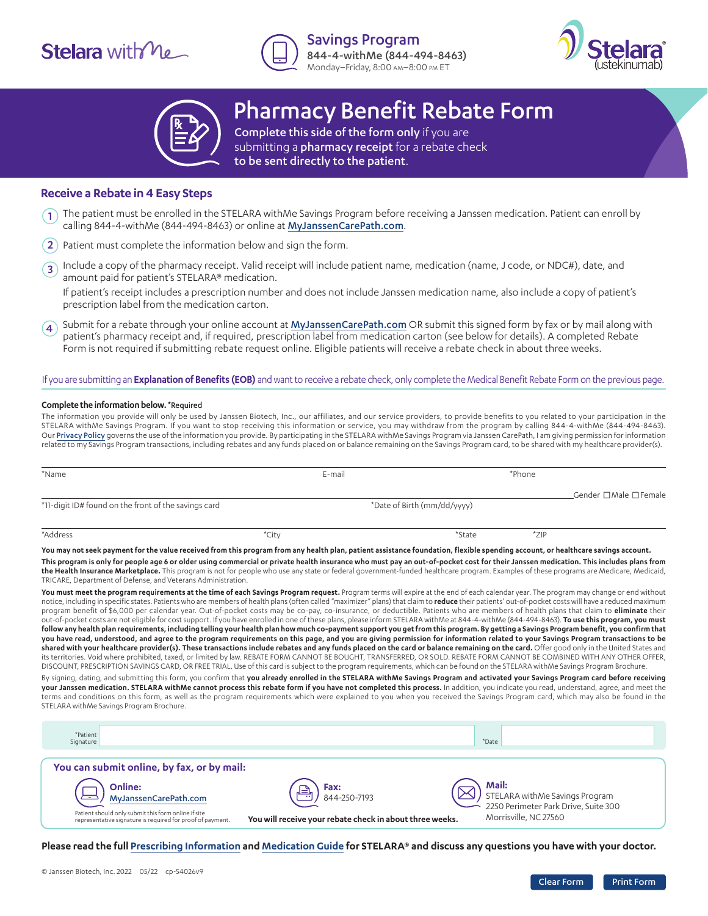Stelara withMe

**Savings Program**
844-4-withMe (844-494-8463)
Monday–Friday, 8:00 AM–8:00 PM ET

Stelara® (ustekinumab)

# Pharmacy Benefit Rebate Form

**Complete this side of the form only** if you are submitting a **pharmacy receipt** for a rebate check **to be sent directly to the patient**.

## Receive a Rebate in 4 Easy Steps

1. The patient must be enrolled in the STELARA withMe Savings Program before receiving a Janssen medication. Patient can enroll by calling 844-4-withMe (844-494-8463) or online at MyJanssenCarePath.com.
2. Patient must complete the information below and sign the form.
3. Include a copy of the pharmacy receipt. Valid receipt will include patient name, medication (name, J code, or NDC#), date, and amount paid for patient's STELARA® medication.

   If patient's receipt includes a prescription number and does not include Janssen medication name, also include a copy of patient's prescription label from the medication carton.
4. Submit for a rebate through your online account at MyJanssenCarePath.com OR submit this signed form by fax or by mail along with patient's pharmacy receipt and, if required, prescription label from medication carton (see below for details). A completed Rebate Form is not required if submitting rebate request online. Eligible patients will receive a rebate check in about three weeks.

If you are submitting an **Explanation of Benefits (EOB)** and want to receive a rebate check, only complete the Medical Benefit Rebate Form on the previous page.

**Complete the information below.** *Required

The information you provide will only be used by Janssen Biotech, Inc., our affiliates, and our service providers, to provide benefits to you related to your participation in the STELARA withMe Savings Program. If you want to stop receiving this information or service, you may withdraw from the program by calling 844-4-withMe (844-494-8463). Our Privacy Policy governs the use of the information you provide. By participating in the STELARA withMe Savings Program via Janssen CarePath, I am giving permission for information related to my Savings Program transactions, including rebates and any funds placed on or balance remaining on the Savings Program card, to be shared with my healthcare provider(s).

*Name ______ E-mail ______ *Phone ______

*11-digit ID# found on the front of the savings card ______ *Date of Birth (mm/dd/yyyy) ______ Gender ☐Male ☐Female

*Address ______ *City ______ *State ______ *ZIP ______

**You may not seek payment for the value received from this program from any health plan, patient assistance foundation, flexible spending account, or healthcare savings account.**

**This program is only for people age 6 or older using commercial or private health insurance who must pay an out-of-pocket cost for their Janssen medication. This includes plans from the Health Insurance Marketplace.** This program is not for people who use any state or federal government-funded healthcare program. Examples of these programs are Medicare, Medicaid, TRICARE, Department of Defense, and Veterans Administration.

**You must meet the program requirements at the time of each Savings Program request.** Program terms will expire at the end of each calendar year. The program may change or end without notice, including in specific states. Patients who are members of health plans (often called "maximizer" plans) that claim to **reduce** their patients' out-of-pocket costs will have a reduced maximum program benefit of $6,000 per calendar year. Out-of-pocket costs may be co-pay, co-insurance, or deductible. Patients who are members of health plans that claim to **eliminate** their out-of-pocket costs are not eligible for cost support. If you have enrolled in one of these plans, please inform STELARA withMe at 844-4-withMe (844-494-8463). **To use this program, you must follow any health plan requirements, including telling your health plan how much co-payment support you get from this program. By getting a Savings Program benefit, you confirm that you have read, understood, and agree to the program requirements on this page, and you are giving permission for information related to your Savings Program transactions to be shared with your healthcare provider(s). These transactions include rebates and any funds placed on the card or balance remaining on the card.** Offer good only in the United States and its territories. Void where prohibited, taxed, or limited by law. REBATE FORM CANNOT BE BOUGHT, TRANSFERRED, OR SOLD. REBATE FORM CANNOT BE COMBINED WITH ANY OTHER OFFER, DISCOUNT, PRESCRIPTION SAVINGS CARD, OR FREE TRIAL. Use of this card is subject to the program requirements, which can be found on the STELARA withMe Savings Program Brochure.

By signing, dating, and submitting this form, you confirm that **you already enrolled in the STELARA withMe Savings Program and activated your Savings Program card before receiving your Janssen medication. STELARA withMe cannot process this rebate form if you have not completed this process.** In addition, you indicate you read, understand, agree, and meet the terms and conditions on this form, as well as the program requirements which were explained to you when you received the Savings Program card, which may also be found in the STELARA withMe Savings Program Brochure.

*Patient Signature ______ *Date ______

## You can submit online, by fax, or by mail:

**Online:** MyJanssenCarePath.com

Patient should only submit this form online if site representative signature is required for proof of payment.

**Fax:** 844-250-7193

**You will receive your rebate check in about three weeks.**

**Mail:**
STELARA withMe Savings Program
2250 Perimeter Park Drive, Suite 300
Morrisville, NC 27560

**Please read the full Prescribing Information and Medication Guide for STELARA® and discuss any questions you have with your doctor.**

© Janssen Biotech, Inc. 2022 05/22 cp-54026v9

Clear Form Print Form